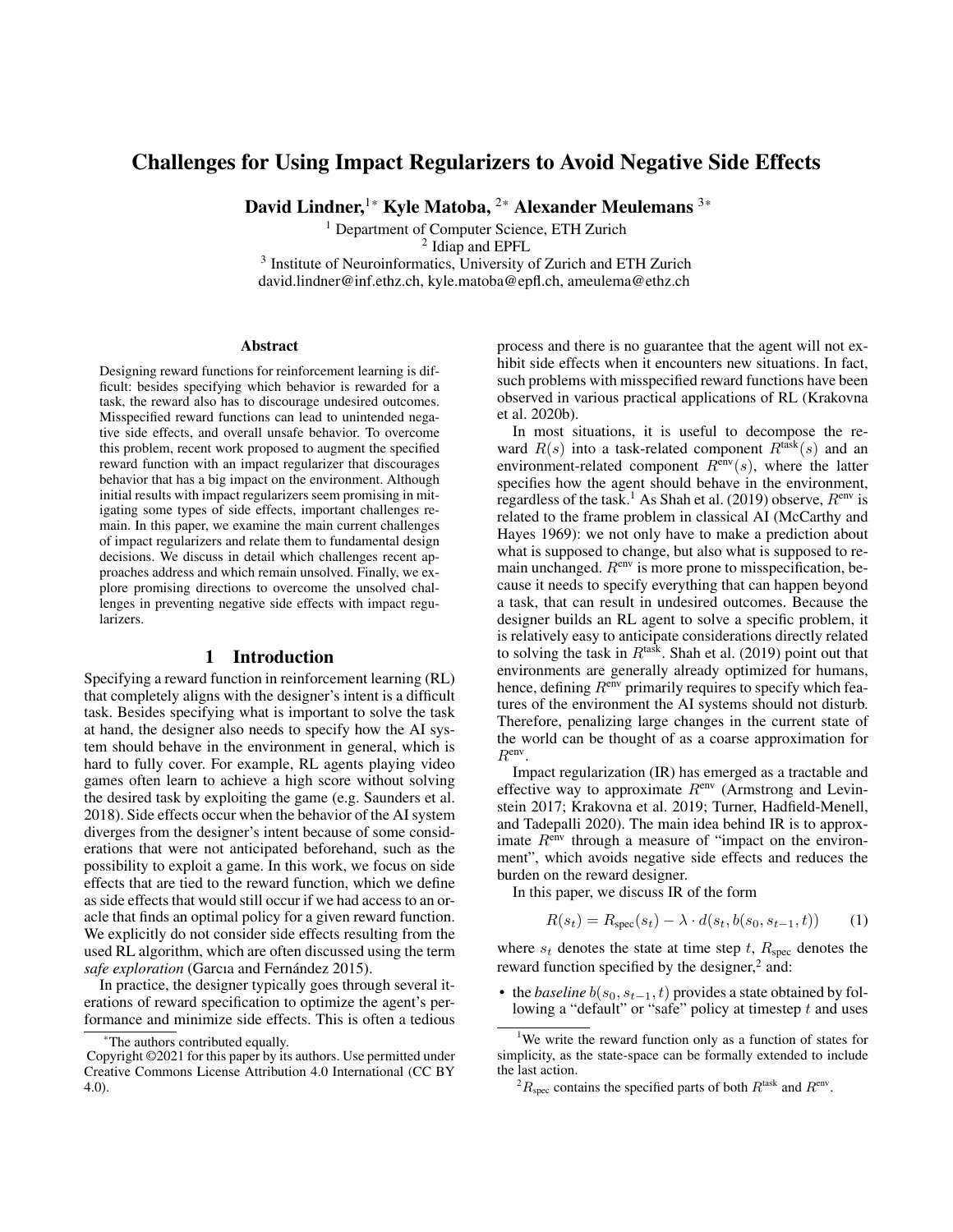# Challenges for Using Impact Regularizers to Avoid Negative Side Effects

**David Lindner,[1*] Kyle Matoba,[2*] Alexander Meulemans[3*]**

[1] Department of Computer Science, ETH Zurich
[2] Idiap and EPFL
[3] Institute of Neuroinformatics, University of Zurich and ETH Zurich
david.lindner@inf.ethz.ch, kyle.matoba@epfl.ch, ameulema@ethz.ch

## Abstract

Designing reward functions for reinforcement learning is difficult: besides specifying which behavior is rewarded for a task, the reward also has to discourage undesired outcomes. Misspecified reward functions can lead to unintended negative side effects, and overall unsafe behavior. To overcome this problem, recent work proposed to augment the specified reward function with an impact regularizer that discourages behavior that has a big impact on the environment. Although initial results with impact regularizers seem promising in mitigating some types of side effects, important challenges remain. In this paper, we examine the main current challenges of impact regularizers and relate them to fundamental design decisions. We discuss in detail which challenges recent approaches address and which remain unsolved. Finally, we explore promising directions to overcome the unsolved challenges in preventing negative side effects with impact regularizers.

## 1 Introduction

Specifying a reward function in reinforcement learning (RL) that completely aligns with the designer's intent is a difficult task. Besides specifying what is important to solve the task at hand, the designer also needs to specify how the AI system should behave in the environment in general, which is hard to fully cover. For example, RL agents playing video games often learn to achieve a high score without solving the desired task by exploiting the game (e.g. Saunders et al. 2018). Side effects occur when the behavior of the AI system diverges from the designer's intent because of some considerations that were not anticipated beforehand, such as the possibility to exploit a game. In this work, we focus on side effects that are tied to the reward function, which we define as side effects that would still occur if we had access to an oracle that finds an optimal policy for a given reward function. We explicitly do not consider side effects resulting from the used RL algorithm, which are often discussed using the term *safe exploration* (Garcıa and Fernández 2015).

In practice, the designer typically goes through several iterations of reward specification to optimize the agent's performance and minimize side effects. This is often a tedious process and there is no guarantee that the agent will not exhibit side effects when it encounters new situations. In fact, such problems with misspecified reward functions have been observed in various practical applications of RL (Krakovna et al. 2020b).

In most situations, it is useful to decompose the reward $R(s)$ into a task-related component $R^{\text{task}}(s)$ and an environment-related component $R^{\text{env}}(s)$, where the latter specifies how the agent should behave in the environment, regardless of the task.[1] As Shah et al. (2019) observe, $R^{\text{env}}$ is related to the frame problem in classical AI (McCarthy and Hayes 1969): we not only have to make a prediction about what is supposed to change, but also what is supposed to remain unchanged. $R^{\text{env}}$ is more prone to misspecification, because it needs to specify everything that can happen beyond a task, that can result in undesired outcomes. Because the designer builds an RL agent to solve a specific problem, it is relatively easy to anticipate considerations directly related to solving the task in $R^{\text{task}}$. Shah et al. (2019) point out that environments are generally already optimized for humans, hence, defining $R^{\text{env}}$ primarily requires to specify which features of the environment the AI systems should not disturb. Therefore, penalizing large changes in the current state of the world can be thought of as a coarse approximation for $R^{\text{env}}$.

Impact regularization (IR) has emerged as a tractable and effective way to approximate $R^{\text{env}}$ (Armstrong and Levinstein 2017; Krakovna et al. 2019; Turner, Hadfield-Menell, and Tadepalli 2020). The main idea behind IR is to approximate $R^{\text{env}}$ through a measure of "impact on the environment", which avoids negative side effects and reduces the burden on the reward designer.

In this paper, we discuss IR of the form

$$R(s_t) = R_{\text{spec}}(s_t) - \lambda \cdot d(s_t, b(s_0, s_{t-1}, t)) \qquad (1)$$

where $s_t$ denotes the state at time step $t$, $R_{\text{spec}}$ denotes the reward function specified by the designer,[2] and:

- the *baseline* $b(s_0, s_{t-1}, t)$ provides a state obtained by following a "default" or "safe" policy at timestep $t$ and uses

---

*The authors contributed equally.
Copyright ©2021 for this paper by its authors. Use permitted under Creative Commons License Attribution 4.0 International (CC BY 4.0).

[1] We write the reward function only as a function of states for simplicity, as the state-space can be formally extended to include the last action.

[2] $R_{\text{spec}}$ contains the specified parts of both $R^{\text{task}}$ and $R^{\text{env}}$.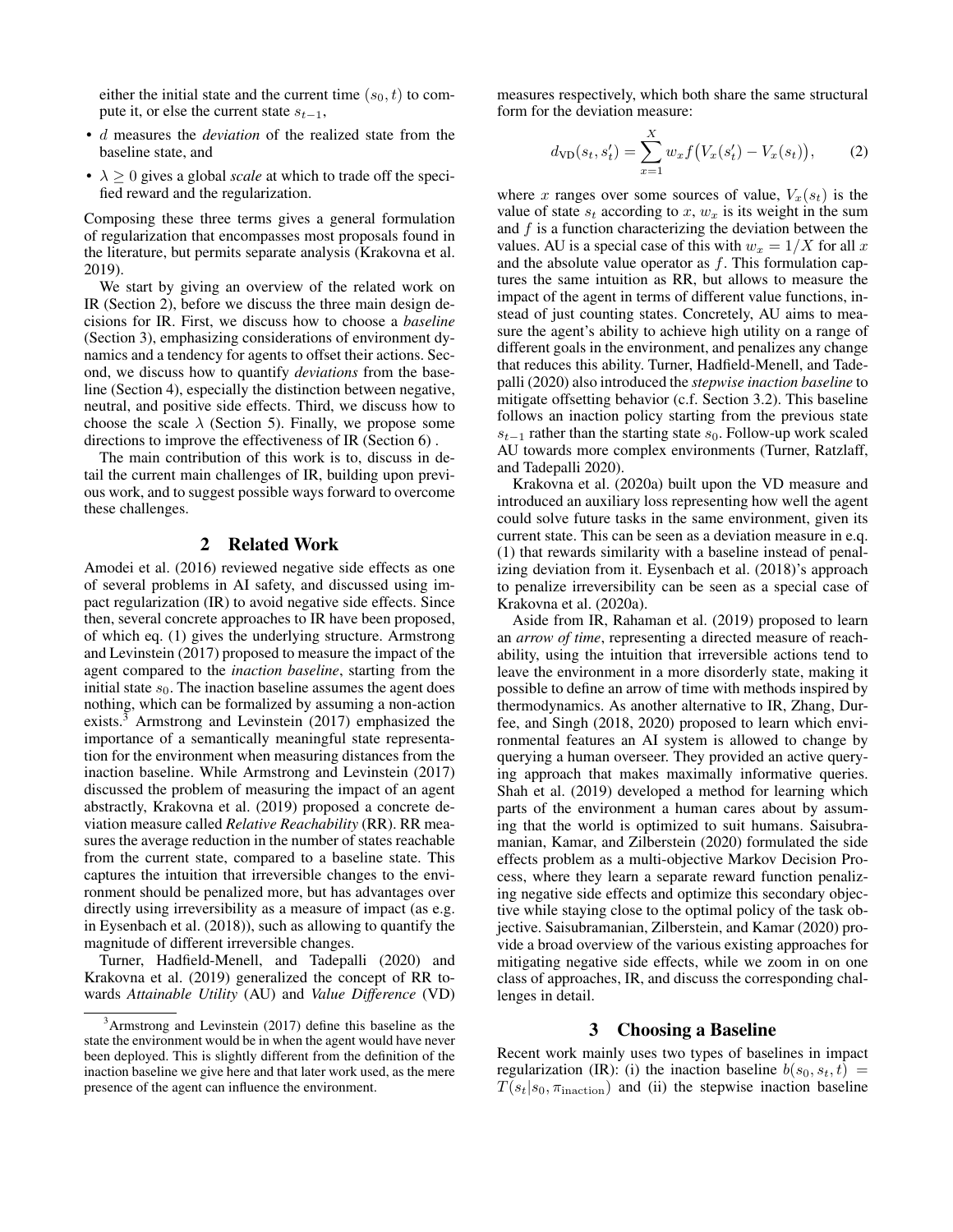either the initial state and the current time $(s_0, t)$ to compute it, or else the current state $s_{t-1}$,

- $d$ measures the *deviation* of the realized state from the baseline state, and
- $\lambda \geq 0$ gives a global *scale* at which to trade off the specified reward and the regularization.

Composing these three terms gives a general formulation of regularization that encompasses most proposals found in the literature, but permits separate analysis (Krakovna et al. 2019).

We start by giving an overview of the related work on IR (Section 2), before we discuss the three main design decisions for IR. First, we discuss how to choose a *baseline* (Section 3), emphasizing considerations of environment dynamics and a tendency for agents to offset their actions. Second, we discuss how to quantify *deviations* from the baseline (Section 4), especially the distinction between negative, neutral, and positive side effects. Third, we discuss how to choose the scale $\lambda$ (Section 5). Finally, we propose some directions to improve the effectiveness of IR (Section 6) .

The main contribution of this work is to, discuss in detail the current main challenges of IR, building upon previous work, and to suggest possible ways forward to overcome these challenges.

## 2 Related Work

Amodei et al. (2016) reviewed negative side effects as one of several problems in AI safety, and discussed using impact regularization (IR) to avoid negative side effects. Since then, several concrete approaches to IR have been proposed, of which eq. (1) gives the underlying structure. Armstrong and Levinstein (2017) proposed to measure the impact of the agent compared to the *inaction baseline*, starting from the initial state $s_0$. The inaction baseline assumes the agent does nothing, which can be formalized by assuming a non-action exists.[3] Armstrong and Levinstein (2017) emphasized the importance of a semantically meaningful state representation for the environment when measuring distances from the inaction baseline. While Armstrong and Levinstein (2017) discussed the problem of measuring the impact of an agent abstractly, Krakovna et al. (2019) proposed a concrete deviation measure called *Relative Reachability* (RR). RR measures the average reduction in the number of states reachable from the current state, compared to a baseline state. This captures the intuition that irreversible changes to the environment should be penalized more, but has advantages over directly using irreversibility as a measure of impact (as e.g. in Eysenbach et al. (2018)), such as allowing to quantify the magnitude of different irreversible changes.

Turner, Hadfield-Menell, and Tadepalli (2020) and Krakovna et al. (2019) generalized the concept of RR towards *Attainable Utility* (AU) and *Value Difference* (VD) measures respectively, which both share the same structural form for the deviation measure:

$$d_{\text{VD}}(s_t, s'_t) = \sum_{x=1}^{X} w_x f\big(V_x(s'_t) - V_x(s_t)\big), \qquad (2)$$

where $x$ ranges over some sources of value, $V_x(s_t)$ is the value of state $s_t$ according to $x$, $w_x$ is its weight in the sum and $f$ is a function characterizing the deviation between the values. AU is a special case of this with $w_x = 1/X$ for all $x$ and the absolute value operator as $f$. This formulation captures the same intuition as RR, but allows to measure the impact of the agent in terms of different value functions, instead of just counting states. Concretely, AU aims to measure the agent's ability to achieve high utility on a range of different goals in the environment, and penalizes any change that reduces this ability. Turner, Hadfield-Menell, and Tadepalli (2020) also introduced the *stepwise inaction baseline* to mitigate offsetting behavior (c.f. Section 3.2). This baseline follows an inaction policy starting from the previous state $s_{t-1}$ rather than the starting state $s_0$. Follow-up work scaled AU towards more complex environments (Turner, Ratzlaff, and Tadepalli 2020).

Krakovna et al. (2020a) built upon the VD measure and introduced an auxiliary loss representing how well the agent could solve future tasks in the same environment, given its current state. This can be seen as a deviation measure in e.q. (1) that rewards similarity with a baseline instead of penalizing deviation from it. Eysenbach et al. (2018)'s approach to penalize irreversibility can be seen as a special case of Krakovna et al. (2020a).

Aside from IR, Rahaman et al. (2019) proposed to learn an *arrow of time*, representing a directed measure of reachability, using the intuition that irreversible actions tend to leave the environment in a more disorderly state, making it possible to define an arrow of time with methods inspired by thermodynamics. As another alternative to IR, Zhang, Durfee, and Singh (2018, 2020) proposed to learn which environmental features an AI system is allowed to change by querying a human overseer. They provided an active querying approach that makes maximally informative queries. Shah et al. (2019) developed a method for learning which parts of the environment a human cares about by assuming that the world is optimized to suit humans. Saisubramanian, Kamar, and Zilberstein (2020) formulated the side effects problem as a multi-objective Markov Decision Process, where they learn a separate reward function penalizing negative side effects and optimize this secondary objective while staying close to the optimal policy of the task objective. Saisubramanian, Zilberstein, and Kamar (2020) provide a broad overview of the various existing approaches for mitigating negative side effects, while we zoom in on one class of approaches, IR, and discuss the corresponding challenges in detail.

## 3 Choosing a Baseline

Recent work mainly uses two types of baselines in impact regularization (IR): (i) the inaction baseline $b(s_0, s_t, t) = T(s_t|s_0, \pi_{\text{inaction}})$ and (ii) the stepwise inaction baseline

[3] Armstrong and Levinstein (2017) define this baseline as the state the environment would be in when the agent would have never been deployed. This is slightly different from the definition of the inaction baseline we give here and that later work used, as the mere presence of the agent can influence the environment.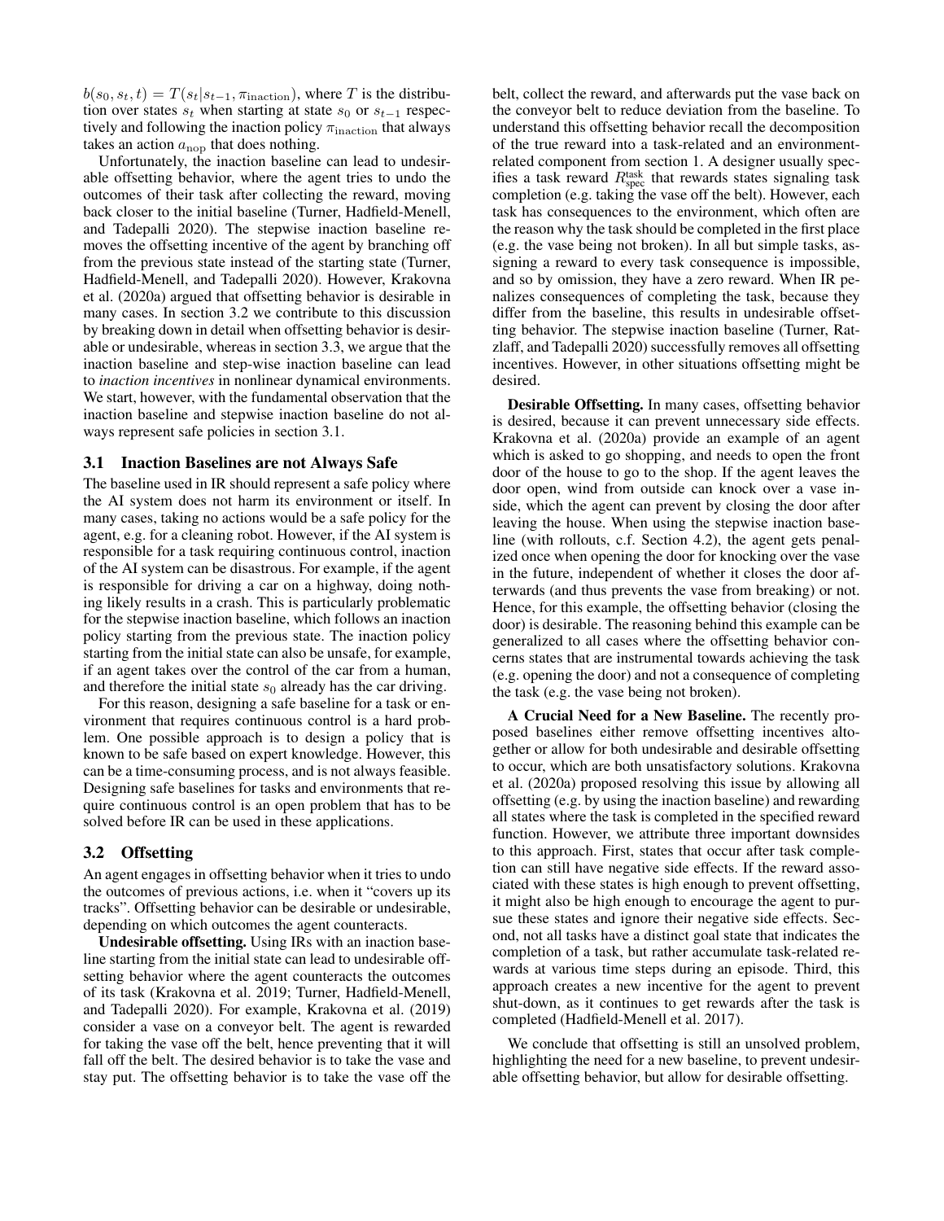$b(s_0, s_t, t) = T(s_t|s_{t-1}, \pi_{\text{inaction}})$, where $T$ is the distribution over states $s_t$ when starting at state $s_0$ or $s_{t-1}$ respectively and following the inaction policy $\pi_{\text{inaction}}$ that always takes an action $a_{\text{nop}}$ that does nothing.

Unfortunately, the inaction baseline can lead to undesirable offsetting behavior, where the agent tries to undo the outcomes of their task after collecting the reward, moving back closer to the initial baseline (Turner, Hadfield-Menell, and Tadepalli 2020). The stepwise inaction baseline removes the offsetting incentive of the agent by branching off from the previous state instead of the starting state (Turner, Hadfield-Menell, and Tadepalli 2020). However, Krakovna et al. (2020a) argued that offsetting behavior is desirable in many cases. In section 3.2 we contribute to this discussion by breaking down in detail when offsetting behavior is desirable or undesirable, whereas in section 3.3, we argue that the inaction baseline and step-wise inaction baseline can lead to *inaction incentives* in nonlinear dynamical environments. We start, however, with the fundamental observation that the inaction baseline and stepwise inaction baseline do not always represent safe policies in section 3.1.

### 3.1 Inaction Baselines are not Always Safe

The baseline used in IR should represent a safe policy where the AI system does not harm its environment or itself. In many cases, taking no actions would be a safe policy for the agent, e.g. for a cleaning robot. However, if the AI system is responsible for a task requiring continuous control, inaction of the AI system can be disastrous. For example, if the agent is responsible for driving a car on a highway, doing nothing likely results in a crash. This is particularly problematic for the stepwise inaction baseline, which follows an inaction policy starting from the previous state. The inaction policy starting from the initial state can also be unsafe, for example, if an agent takes over the control of the car from a human, and therefore the initial state $s_0$ already has the car driving.

For this reason, designing a safe baseline for a task or environment that requires continuous control is a hard problem. One possible approach is to design a policy that is known to be safe based on expert knowledge. However, this can be a time-consuming process, and is not always feasible. Designing safe baselines for tasks and environments that require continuous control is an open problem that has to be solved before IR can be used in these applications.

### 3.2 Offsetting

An agent engages in offsetting behavior when it tries to undo the outcomes of previous actions, i.e. when it "covers up its tracks". Offsetting behavior can be desirable or undesirable, depending on which outcomes the agent counteracts.

**Undesirable offsetting.** Using IRs with an inaction baseline starting from the initial state can lead to undesirable offsetting behavior where the agent counteracts the outcomes of its task (Krakovna et al. 2019; Turner, Hadfield-Menell, and Tadepalli 2020). For example, Krakovna et al. (2019) consider a vase on a conveyor belt. The agent is rewarded for taking the vase off the belt, hence preventing that it will fall off the belt. The desired behavior is to take the vase and stay put. The offsetting behavior is to take the vase off the belt, collect the reward, and afterwards put the vase back on the conveyor belt to reduce deviation from the baseline. To understand this offsetting behavior recall the decomposition of the true reward into a task-related and an environment-related component from section 1. A designer usually specifies a task reward $R^{\text{task}}_{\text{spec}}$ that rewards states signaling task completion (e.g. taking the vase off the belt). However, each task has consequences to the environment, which often are the reason why the task should be completed in the first place (e.g. the vase being not broken). In all but simple tasks, assigning a reward to every task consequence is impossible, and so by omission, they have a zero reward. When IR penalizes consequences of completing the task, because they differ from the baseline, this results in undesirable offsetting behavior. The stepwise inaction baseline (Turner, Ratzlaff, and Tadepalli 2020) successfully removes all offsetting incentives. However, in other situations offsetting might be desired.

**Desirable Offsetting.** In many cases, offsetting behavior is desired, because it can prevent unnecessary side effects. Krakovna et al. (2020a) provide an example of an agent which is asked to go shopping, and needs to open the front door of the house to go to the shop. If the agent leaves the door open, wind from outside can knock over a vase inside, which the agent can prevent by closing the door after leaving the house. When using the stepwise inaction baseline (with rollouts, c.f. Section 4.2), the agent gets penalized once when opening the door for knocking over the vase in the future, independent of whether it closes the door afterwards (and thus prevents the vase from breaking) or not. Hence, for this example, the offsetting behavior (closing the door) is desirable. The reasoning behind this example can be generalized to all cases where the offsetting behavior concerns states that are instrumental towards achieving the task (e.g. opening the door) and not a consequence of completing the task (e.g. the vase being not broken).

**A Crucial Need for a New Baseline.** The recently proposed baselines either remove offsetting incentives altogether or allow for both undesirable and desirable offsetting to occur, which are both unsatisfactory solutions. Krakovna et al. (2020a) proposed resolving this issue by allowing all offsetting (e.g. by using the inaction baseline) and rewarding all states where the task is completed in the specified reward function. However, we attribute three important downsides to this approach. First, states that occur after task completion can still have negative side effects. If the reward associated with these states is high enough to prevent offsetting, it might also be high enough to encourage the agent to pursue these states and ignore their negative side effects. Second, not all tasks have a distinct goal state that indicates the completion of a task, but rather accumulate task-related rewards at various time steps during an episode. Third, this approach creates a new incentive for the agent to prevent shut-down, as it continues to get rewards after the task is completed (Hadfield-Menell et al. 2017).

We conclude that offsetting is still an unsolved problem, highlighting the need for a new baseline, to prevent undesirable offsetting behavior, but allow for desirable offsetting.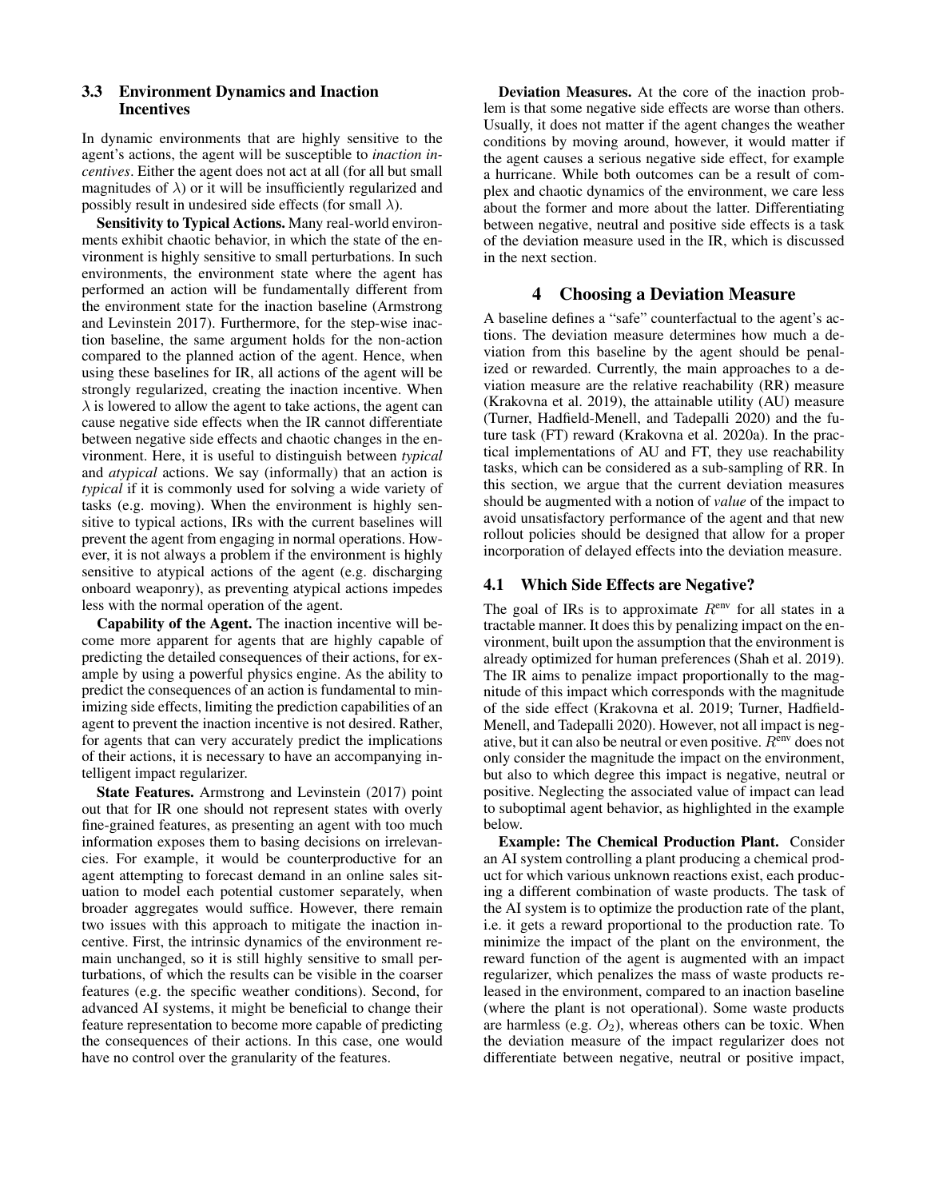### 3.3 Environment Dynamics and Inaction Incentives

In dynamic environments that are highly sensitive to the agent's actions, the agent will be susceptible to *inaction incentives*. Either the agent does not act at all (for all but small magnitudes of $\lambda$) or it will be insufficiently regularized and possibly result in undesired side effects (for small $\lambda$).

**Sensitivity to Typical Actions.** Many real-world environments exhibit chaotic behavior, in which the state of the environment is highly sensitive to small perturbations. In such environments, the environment state where the agent has performed an action will be fundamentally different from the environment state for the inaction baseline (Armstrong and Levinstein 2017). Furthermore, for the step-wise inaction baseline, the same argument holds for the non-action compared to the planned action of the agent. Hence, when using these baselines for IR, all actions of the agent will be strongly regularized, creating the inaction incentive. When $\lambda$ is lowered to allow the agent to take actions, the agent can cause negative side effects when the IR cannot differentiate between negative side effects and chaotic changes in the environment. Here, it is useful to distinguish between *typical* and *atypical* actions. We say (informally) that an action is *typical* if it is commonly used for solving a wide variety of tasks (e.g. moving). When the environment is highly sensitive to typical actions, IRs with the current baselines will prevent the agent from engaging in normal operations. However, it is not always a problem if the environment is highly sensitive to atypical actions of the agent (e.g. discharging onboard weaponry), as preventing atypical actions impedes less with the normal operation of the agent.

**Capability of the Agent.** The inaction incentive will become more apparent for agents that are highly capable of predicting the detailed consequences of their actions, for example by using a powerful physics engine. As the ability to predict the consequences of an action is fundamental to minimizing side effects, limiting the prediction capabilities of an agent to prevent the inaction incentive is not desired. Rather, for agents that can very accurately predict the implications of their actions, it is necessary to have an accompanying intelligent impact regularizer.

**State Features.** Armstrong and Levinstein (2017) point out that for IR one should not represent states with overly fine-grained features, as presenting an agent with too much information exposes them to basing decisions on irrelevancies. For example, it would be counterproductive for an agent attempting to forecast demand in an online sales situation to model each potential customer separately, when broader aggregates would suffice. However, there remain two issues with this approach to mitigate the inaction incentive. First, the intrinsic dynamics of the environment remain unchanged, so it is still highly sensitive to small perturbations, of which the results can be visible in the coarser features (e.g. the specific weather conditions). Second, for advanced AI systems, it might be beneficial to change their feature representation to become more capable of predicting the consequences of their actions. In this case, one would have no control over the granularity of the features.

**Deviation Measures.** At the core of the inaction problem is that some negative side effects are worse than others. Usually, it does not matter if the agent changes the weather conditions by moving around, however, it would matter if the agent causes a serious negative side effect, for example a hurricane. While both outcomes can be a result of complex and chaotic dynamics of the environment, we care less about the former and more about the latter. Differentiating between negative, neutral and positive side effects is a task of the deviation measure used in the IR, which is discussed in the next section.

## 4 Choosing a Deviation Measure

A baseline defines a "safe" counterfactual to the agent's actions. The deviation measure determines how much a deviation from this baseline by the agent should be penalized or rewarded. Currently, the main approaches to a deviation measure are the relative reachability (RR) measure (Krakovna et al. 2019), the attainable utility (AU) measure (Turner, Hadfield-Menell, and Tadepalli 2020) and the future task (FT) reward (Krakovna et al. 2020a). In the practical implementations of AU and FT, they use reachability tasks, which can be considered as a sub-sampling of RR. In this section, we argue that the current deviation measures should be augmented with a notion of *value* of the impact to avoid unsatisfactory performance of the agent and that new rollout policies should be designed that allow for a proper incorporation of delayed effects into the deviation measure.

### 4.1 Which Side Effects are Negative?

The goal of IRs is to approximate $R^{\text{env}}$ for all states in a tractable manner. It does this by penalizing impact on the environment, built upon the assumption that the environment is already optimized for human preferences (Shah et al. 2019). The IR aims to penalize impact proportionally to the magnitude of this impact which corresponds with the magnitude of the side effect (Krakovna et al. 2019; Turner, Hadfield-Menell, and Tadepalli 2020). However, not all impact is negative, but it can also be neutral or even positive. $R^{\text{env}}$ does not only consider the magnitude the impact on the environment, but also to which degree this impact is negative, neutral or positive. Neglecting the associated value of impact can lead to suboptimal agent behavior, as highlighted in the example below.

**Example: The Chemical Production Plant.** Consider an AI system controlling a plant producing a chemical product for which various unknown reactions exist, each producing a different combination of waste products. The task of the AI system is to optimize the production rate of the plant, i.e. it gets a reward proportional to the production rate. To minimize the impact of the plant on the environment, the reward function of the agent is augmented with an impact regularizer, which penalizes the mass of waste products released in the environment, compared to an inaction baseline (where the plant is not operational). Some waste products are harmless (e.g. $O_2$), whereas others can be toxic. When the deviation measure of the impact regularizer does not differentiate between negative, neutral or positive impact,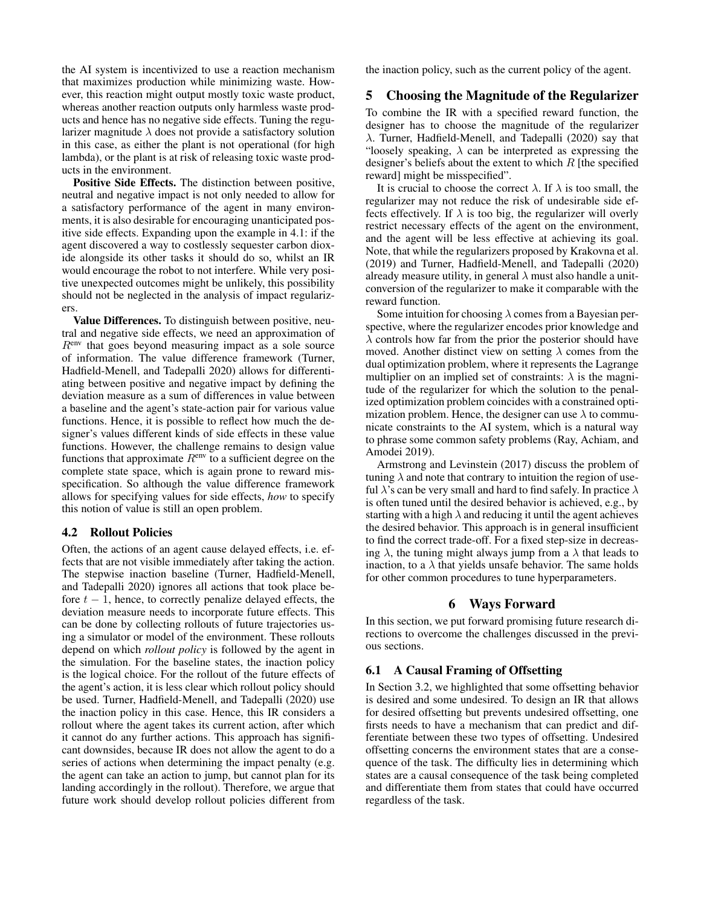the AI system is incentivized to use a reaction mechanism that maximizes production while minimizing waste. However, this reaction might output mostly toxic waste product, whereas another reaction outputs only harmless waste products and hence has no negative side effects. Tuning the regularizer magnitude $\lambda$ does not provide a satisfactory solution in this case, as either the plant is not operational (for high lambda), or the plant is at risk of releasing toxic waste products in the environment.

**Positive Side Effects.** The distinction between positive, neutral and negative impact is not only needed to allow for a satisfactory performance of the agent in many environments, it is also desirable for encouraging unanticipated positive side effects. Expanding upon the example in 4.1: if the agent discovered a way to costlessly sequester carbon dioxide alongside its other tasks it should do so, whilst an IR would encourage the robot to not interfere. While very positive unexpected outcomes might be unlikely, this possibility should not be neglected in the analysis of impact regularizers.

**Value Differences.** To distinguish between positive, neutral and negative side effects, we need an approximation of $R^{\text{env}}$ that goes beyond measuring impact as a sole source of information. The value difference framework (Turner, Hadfield-Menell, and Tadepalli 2020) allows for differentiating between positive and negative impact by defining the deviation measure as a sum of differences in value between a baseline and the agent's state-action pair for various value functions. Hence, it is possible to reflect how much the designer's values different kinds of side effects in these value functions. However, the challenge remains to design value functions that approximate $R^{\text{env}}$ to a sufficient degree on the complete state space, which is again prone to reward misspecification. So although the value difference framework allows for specifying values for side effects, *how* to specify this notion of value is still an open problem.

### 4.2 Rollout Policies

Often, the actions of an agent cause delayed effects, i.e. effects that are not visible immediately after taking the action. The stepwise inaction baseline (Turner, Hadfield-Menell, and Tadepalli 2020) ignores all actions that took place before $t-1$, hence, to correctly penalize delayed effects, the deviation measure needs to incorporate future effects. This can be done by collecting rollouts of future trajectories using a simulator or model of the environment. These rollouts depend on which *rollout policy* is followed by the agent in the simulation. For the baseline states, the inaction policy is the logical choice. For the rollout of the future effects of the agent's action, it is less clear which rollout policy should be used. Turner, Hadfield-Menell, and Tadepalli (2020) use the inaction policy in this case. Hence, this IR considers a rollout where the agent takes its current action, after which it cannot do any further actions. This approach has significant downsides, because IR does not allow the agent to do a series of actions when determining the impact penalty (e.g. the agent can take an action to jump, but cannot plan for its landing accordingly in the rollout). Therefore, we argue that future work should develop rollout policies different from the inaction policy, such as the current policy of the agent.

## 5 Choosing the Magnitude of the Regularizer

To combine the IR with a specified reward function, the designer has to choose the magnitude of the regularizer $\lambda$. Turner, Hadfield-Menell, and Tadepalli (2020) say that "loosely speaking, $\lambda$ can be interpreted as expressing the designer's beliefs about the extent to which $R$ [the specified reward] might be misspecified".

It is crucial to choose the correct $\lambda$. If $\lambda$ is too small, the regularizer may not reduce the risk of undesirable side effects effectively. If $\lambda$ is too big, the regularizer will overly restrict necessary effects of the agent on the environment, and the agent will be less effective at achieving its goal. Note, that while the regularizers proposed by Krakovna et al. (2019) and Turner, Hadfield-Menell, and Tadepalli (2020) already measure utility, in general $\lambda$ must also handle a unit-conversion of the regularizer to make it comparable with the reward function.

Some intuition for choosing $\lambda$ comes from a Bayesian perspective, where the regularizer encodes prior knowledge and $\lambda$ controls how far from the prior the posterior should have moved. Another distinct view on setting $\lambda$ comes from the dual optimization problem, where it represents the Lagrange multiplier on an implied set of constraints: $\lambda$ is the magnitude of the regularizer for which the solution to the penalized optimization problem coincides with a constrained optimization problem. Hence, the designer can use $\lambda$ to communicate constraints to the AI system, which is a natural way to phrase some common safety problems (Ray, Achiam, and Amodei 2019).

Armstrong and Levinstein (2017) discuss the problem of tuning $\lambda$ and note that contrary to intuition the region of useful $\lambda$'s can be very small and hard to find safely. In practice $\lambda$ is often tuned until the desired behavior is achieved, e.g., by starting with a high $\lambda$ and reducing it until the agent achieves the desired behavior. This approach is in general insufficient to find the correct trade-off. For a fixed step-size in decreasing $\lambda$, the tuning might always jump from a $\lambda$ that leads to inaction, to a $\lambda$ that yields unsafe behavior. The same holds for other common procedures to tune hyperparameters.

## 6 Ways Forward

In this section, we put forward promising future research directions to overcome the challenges discussed in the previous sections.

### 6.1 A Causal Framing of Offsetting

In Section 3.2, we highlighted that some offsetting behavior is desired and some undesired. To design an IR that allows for desired offsetting but prevents undesired offsetting, one firsts needs to have a mechanism that can predict and differentiate between these two types of offsetting. Undesired offsetting concerns the environment states that are a consequence of the task. The difficulty lies in determining which states are a causal consequence of the task being completed and differentiate them from states that could have occurred regardless of the task.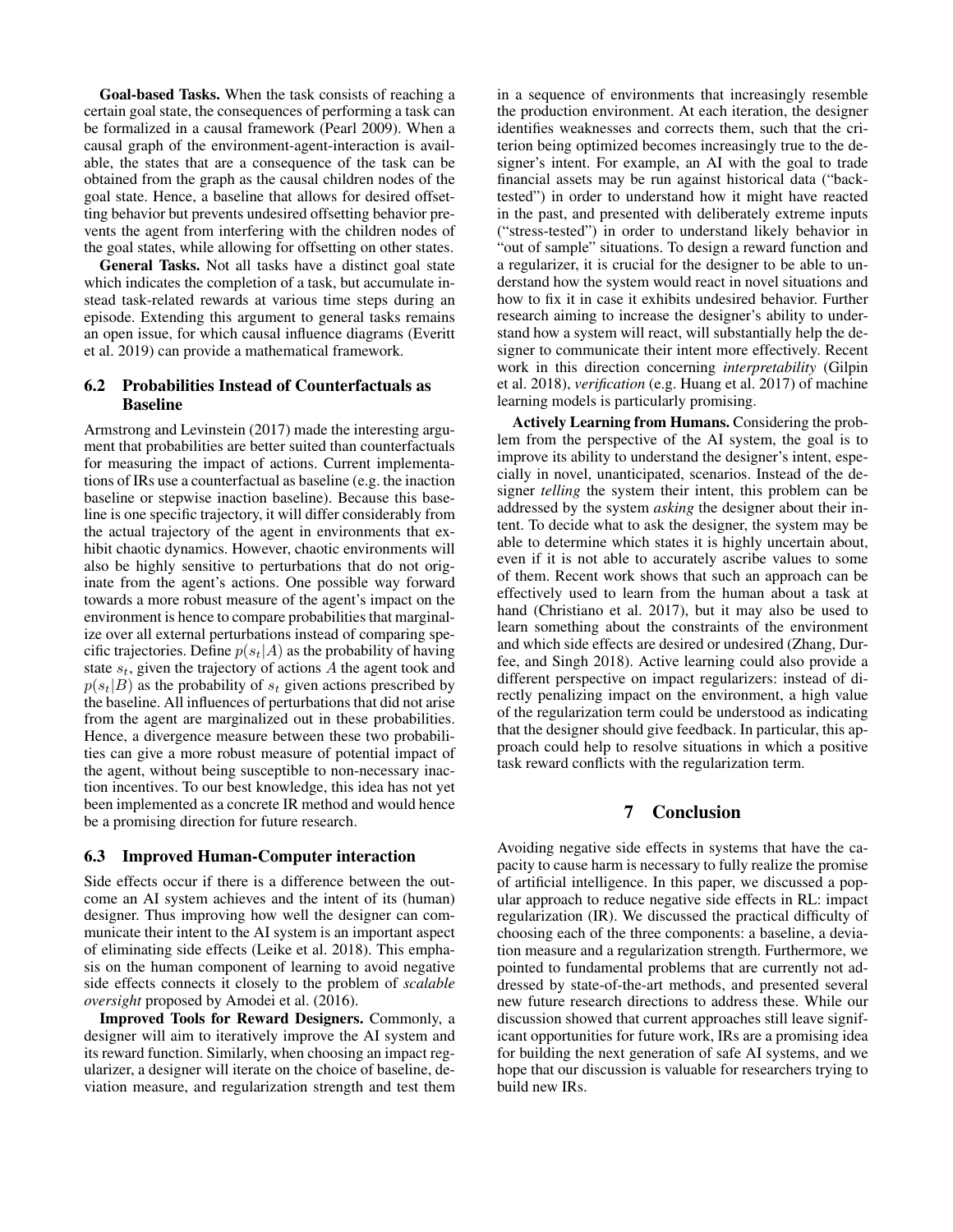**Goal-based Tasks.** When the task consists of reaching a certain goal state, the consequences of performing a task can be formalized in a causal framework (Pearl 2009). When a causal graph of the environment-agent-interaction is available, the states that are a consequence of the task can be obtained from the graph as the causal children nodes of the goal state. Hence, a baseline that allows for desired offsetting behavior but prevents undesired offsetting behavior prevents the agent from interfering with the children nodes of the goal states, while allowing for offsetting on other states.

**General Tasks.** Not all tasks have a distinct goal state which indicates the completion of a task, but accumulate instead task-related rewards at various time steps during an episode. Extending this argument to general tasks remains an open issue, for which causal influence diagrams (Everitt et al. 2019) can provide a mathematical framework.

### 6.2 Probabilities Instead of Counterfactuals as Baseline

Armstrong and Levinstein (2017) made the interesting argument that probabilities are better suited than counterfactuals for measuring the impact of actions. Current implementations of IRs use a counterfactual as baseline (e.g. the inaction baseline or stepwise inaction baseline). Because this baseline is one specific trajectory, it will differ considerably from the actual trajectory of the agent in environments that exhibit chaotic dynamics. However, chaotic environments will also be highly sensitive to perturbations that do not originate from the agent's actions. One possible way forward towards a more robust measure of the agent's impact on the environment is hence to compare probabilities that marginalize over all external perturbations instead of comparing specific trajectories. Define $p(s_t|A)$ as the probability of having state $s_t$, given the trajectory of actions $A$ the agent took and $p(s_t|B)$ as the probability of $s_t$ given actions prescribed by the baseline. All influences of perturbations that did not arise from the agent are marginalized out in these probabilities. Hence, a divergence measure between these two probabilities can give a more robust measure of potential impact of the agent, without being susceptible to non-necessary inaction incentives. To our best knowledge, this idea has not yet been implemented as a concrete IR method and would hence be a promising direction for future research.

### 6.3 Improved Human-Computer interaction

Side effects occur if there is a difference between the outcome an AI system achieves and the intent of its (human) designer. Thus improving how well the designer can communicate their intent to the AI system is an important aspect of eliminating side effects (Leike et al. 2018). This emphasis on the human component of learning to avoid negative side effects connects it closely to the problem of *scalable oversight* proposed by Amodei et al. (2016).

**Improved Tools for Reward Designers.** Commonly, a designer will aim to iteratively improve the AI system and its reward function. Similarly, when choosing an impact regularizer, a designer will iterate on the choice of baseline, deviation measure, and regularization strength and test them in a sequence of environments that increasingly resemble the production environment. At each iteration, the designer identifies weaknesses and corrects them, such that the criterion being optimized becomes increasingly true to the designer's intent. For example, an AI with the goal to trade financial assets may be run against historical data ("back-tested") in order to understand how it might have reacted in the past, and presented with deliberately extreme inputs ("stress-tested") in order to understand likely behavior in "out of sample" situations. To design a reward function and a regularizer, it is crucial for the designer to be able to understand how the system would react in novel situations and how to fix it in case it exhibits undesired behavior. Further research aiming to increase the designer's ability to understand how a system will react, will substantially help the designer to communicate their intent more effectively. Recent work in this direction concerning *interpretability* (Gilpin et al. 2018), *verification* (e.g. Huang et al. 2017) of machine learning models is particularly promising.

**Actively Learning from Humans.** Considering the problem from the perspective of the AI system, the goal is to improve its ability to understand the designer's intent, especially in novel, unanticipated, scenarios. Instead of the designer *telling* the system their intent, this problem can be addressed by the system *asking* the designer about their intent. To decide what to ask the designer, the system may be able to determine which states it is highly uncertain about, even if it is not able to accurately ascribe values to some of them. Recent work shows that such an approach can be effectively used to learn from the human about a task at hand (Christiano et al. 2017), but it may also be used to learn something about the constraints of the environment and which side effects are desired or undesired (Zhang, Durfee, and Singh 2018). Active learning could also provide a different perspective on impact regularizers: instead of directly penalizing impact on the environment, a high value of the regularization term could be understood as indicating that the designer should give feedback. In particular, this approach could help to resolve situations in which a positive task reward conflicts with the regularization term.

## 7 Conclusion

Avoiding negative side effects in systems that have the capacity to cause harm is necessary to fully realize the promise of artificial intelligence. In this paper, we discussed a popular approach to reduce negative side effects in RL: impact regularization (IR). We discussed the practical difficulty of choosing each of the three components: a baseline, a deviation measure and a regularization strength. Furthermore, we pointed to fundamental problems that are currently not addressed by state-of-the-art methods, and presented several new future research directions to address these. While our discussion showed that current approaches still leave significant opportunities for future work, IRs are a promising idea for building the next generation of safe AI systems, and we hope that our discussion is valuable for researchers trying to build new IRs.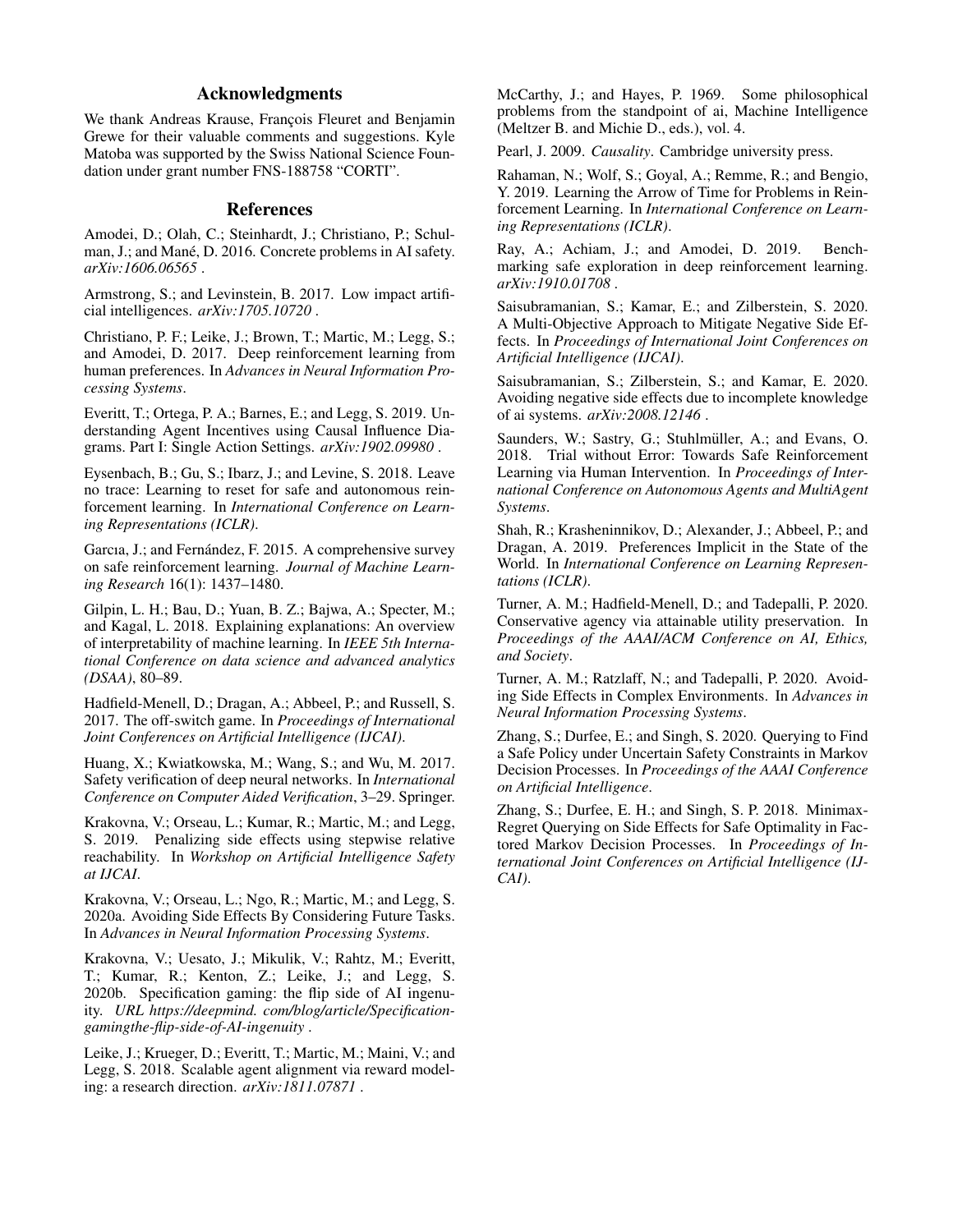## Acknowledgments

We thank Andreas Krause, François Fleuret and Benjamin Grewe for their valuable comments and suggestions. Kyle Matoba was supported by the Swiss National Science Foundation under grant number FNS-188758 "CORTI".

## References

Amodei, D.; Olah, C.; Steinhardt, J.; Christiano, P.; Schulman, J.; and Mané, D. 2016. Concrete problems in AI safety. *arXiv:1606.06565* .

Armstrong, S.; and Levinstein, B. 2017. Low impact artificial intelligences. *arXiv:1705.10720* .

Christiano, P. F.; Leike, J.; Brown, T.; Martic, M.; Legg, S.; and Amodei, D. 2017. Deep reinforcement learning from human preferences. In *Advances in Neural Information Processing Systems*.

Everitt, T.; Ortega, P. A.; Barnes, E.; and Legg, S. 2019. Understanding Agent Incentives using Causal Influence Diagrams. Part I: Single Action Settings. *arXiv:1902.09980* .

Eysenbach, B.; Gu, S.; Ibarz, J.; and Levine, S. 2018. Leave no trace: Learning to reset for safe and autonomous reinforcement learning. In *International Conference on Learning Representations (ICLR)*.

Garcıa, J.; and Fernández, F. 2015. A comprehensive survey on safe reinforcement learning. *Journal of Machine Learning Research* 16(1): 1437–1480.

Gilpin, L. H.; Bau, D.; Yuan, B. Z.; Bajwa, A.; Specter, M.; and Kagal, L. 2018. Explaining explanations: An overview of interpretability of machine learning. In *IEEE 5th International Conference on data science and advanced analytics (DSAA)*, 80–89.

Hadfield-Menell, D.; Dragan, A.; Abbeel, P.; and Russell, S. 2017. The off-switch game. In *Proceedings of International Joint Conferences on Artificial Intelligence (IJCAI)*.

Huang, X.; Kwiatkowska, M.; Wang, S.; and Wu, M. 2017. Safety verification of deep neural networks. In *International Conference on Computer Aided Verification*, 3–29. Springer.

Krakovna, V.; Orseau, L.; Kumar, R.; Martic, M.; and Legg, S. 2019. Penalizing side effects using stepwise relative reachability. In *Workshop on Artificial Intelligence Safety at IJCAI*.

Krakovna, V.; Orseau, L.; Ngo, R.; Martic, M.; and Legg, S. 2020a. Avoiding Side Effects By Considering Future Tasks. In *Advances in Neural Information Processing Systems*.

Krakovna, V.; Uesato, J.; Mikulik, V.; Rahtz, M.; Everitt, T.; Kumar, R.; Kenton, Z.; Leike, J.; and Legg, S. 2020b. Specification gaming: the flip side of AI ingenuity. *URL https://deepmind. com/blog/article/Specification-gamingthe-flip-side-of-AI-ingenuity* .

Leike, J.; Krueger, D.; Everitt, T.; Martic, M.; Maini, V.; and Legg, S. 2018. Scalable agent alignment via reward modeling: a research direction. *arXiv:1811.07871* .

McCarthy, J.; and Hayes, P. 1969. Some philosophical problems from the standpoint of ai, Machine Intelligence (Meltzer B. and Michie D., eds.), vol. 4.

Pearl, J. 2009. *Causality*. Cambridge university press.

Rahaman, N.; Wolf, S.; Goyal, A.; Remme, R.; and Bengio, Y. 2019. Learning the Arrow of Time for Problems in Reinforcement Learning. In *International Conference on Learning Representations (ICLR)*.

Ray, A.; Achiam, J.; and Amodei, D. 2019. Benchmarking safe exploration in deep reinforcement learning. *arXiv:1910.01708* .

Saisubramanian, S.; Kamar, E.; and Zilberstein, S. 2020. A Multi-Objective Approach to Mitigate Negative Side Effects. In *Proceedings of International Joint Conferences on Artificial Intelligence (IJCAI)*.

Saisubramanian, S.; Zilberstein, S.; and Kamar, E. 2020. Avoiding negative side effects due to incomplete knowledge of ai systems. *arXiv:2008.12146* .

Saunders, W.; Sastry, G.; Stuhlmüller, A.; and Evans, O. 2018. Trial without Error: Towards Safe Reinforcement Learning via Human Intervention. In *Proceedings of International Conference on Autonomous Agents and MultiAgent Systems*.

Shah, R.; Krasheninnikov, D.; Alexander, J.; Abbeel, P.; and Dragan, A. 2019. Preferences Implicit in the State of the World. In *International Conference on Learning Representations (ICLR)*.

Turner, A. M.; Hadfield-Menell, D.; and Tadepalli, P. 2020. Conservative agency via attainable utility preservation. In *Proceedings of the AAAI/ACM Conference on AI, Ethics, and Society*.

Turner, A. M.; Ratzlaff, N.; and Tadepalli, P. 2020. Avoiding Side Effects in Complex Environments. In *Advances in Neural Information Processing Systems*.

Zhang, S.; Durfee, E.; and Singh, S. 2020. Querying to Find a Safe Policy under Uncertain Safety Constraints in Markov Decision Processes. In *Proceedings of the AAAI Conference on Artificial Intelligence*.

Zhang, S.; Durfee, E. H.; and Singh, S. P. 2018. Minimax-Regret Querying on Side Effects for Safe Optimality in Factored Markov Decision Processes. In *Proceedings of International Joint Conferences on Artificial Intelligence (IJCAI)*.